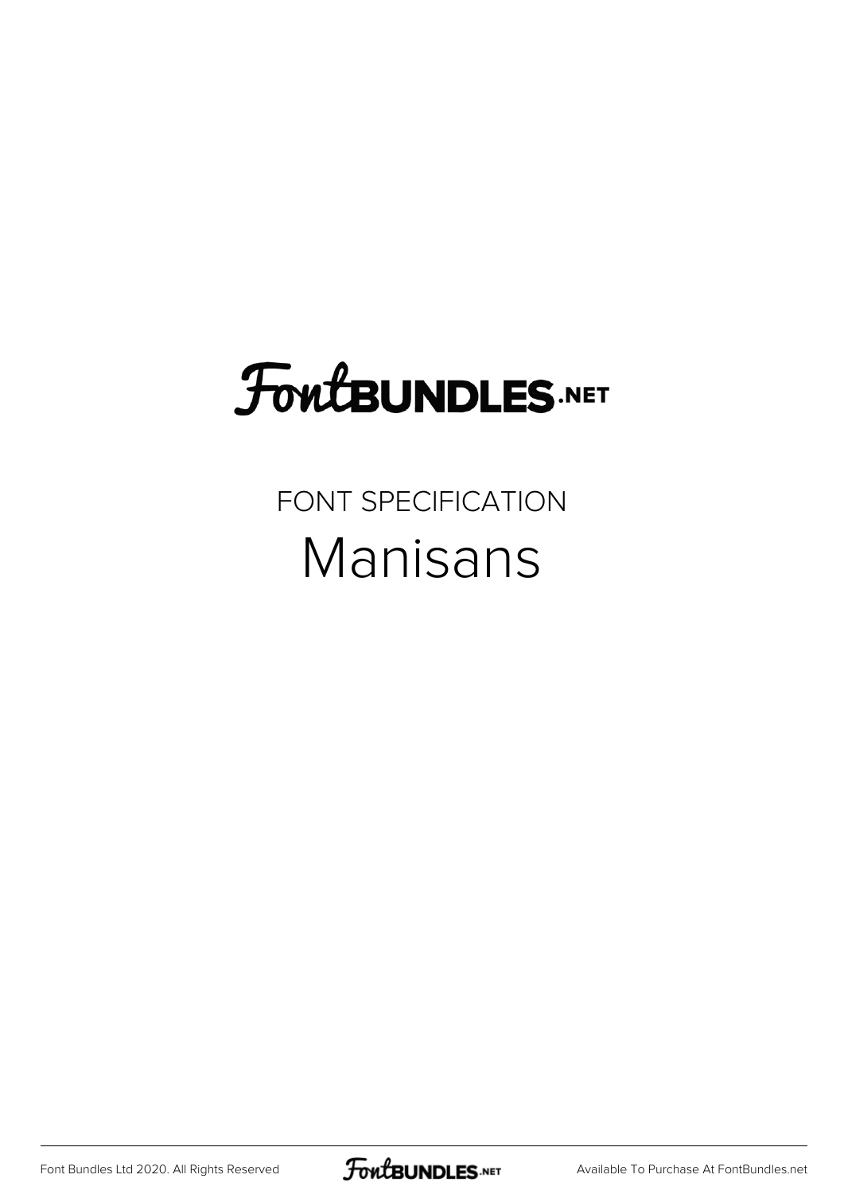FontBUNDLES.NET

FONT SPECIFICATION

# Manisans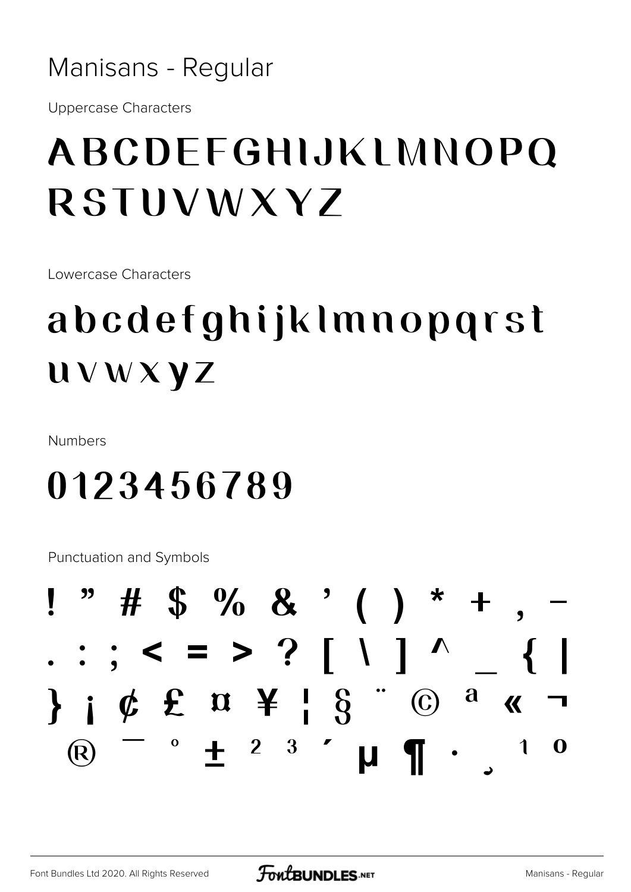# Manisans - Regular

Uppercase Characters

## ABCDEFGHIJKLMNOPQ RSTUVWXYZ

Lowercase Characters

## abcdefghijklmnopqrst uvwxyz

Numbers

## 0123456789

Punctuation and Symbols

## ! " # $ % & ' ( ) * + , - . : ; < = > ? [ \ ] ^ _ { | } ¡ ¢ £ ¤ ¥ ¦ § ¨ © ª « ¬ ® ¯ ° ± ² ³ ´ µ ¶ · ¸ ¹ º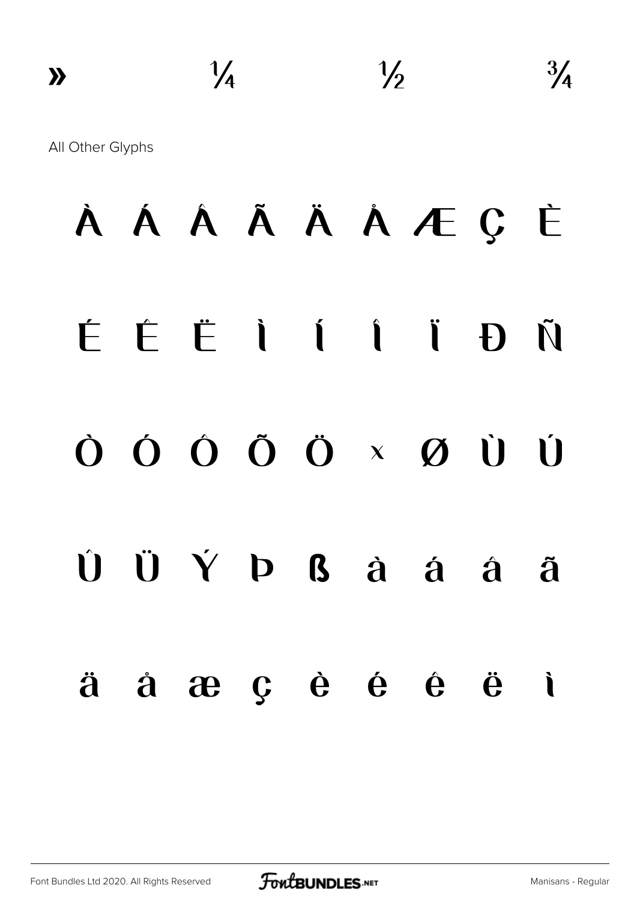» ¼ ½ ¾

All Other Glyphs

À Á Â Ã Ä Å Æ Ç È

É Ê Ë Ì Í Î Ï Ð Ñ

Ò Ó Ô Õ Ö × Ø Ù Ú

Û Ü Ý Þ ß à á â ã

ä å æ ç è é ê ë ì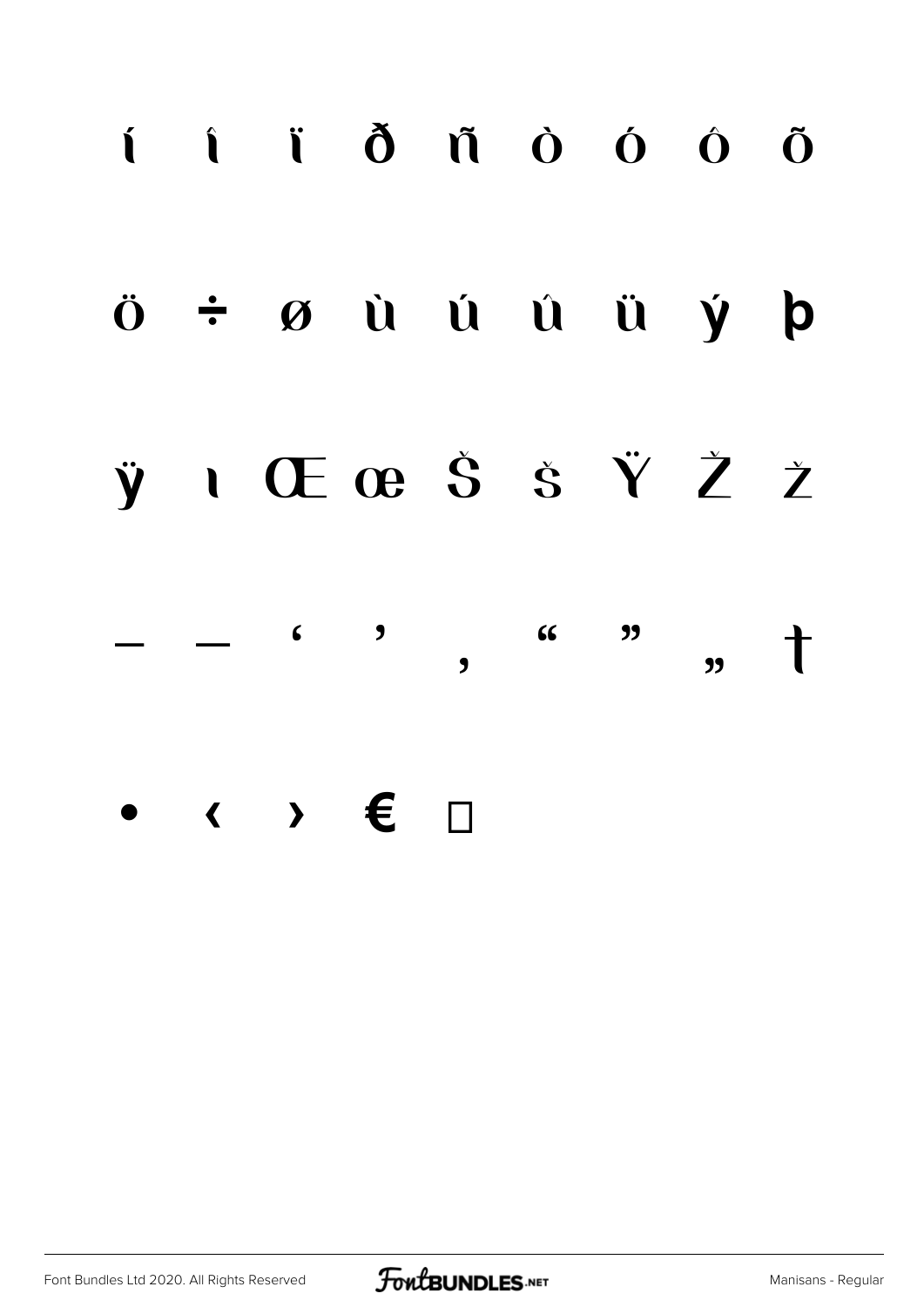í î ï ð ñ ò ó ô õ

ö ÷ ø ù ú û ü ý þ

ÿ ı Œ œ Š š Ÿ Ž ž

– — ‘ ’ ‚ “ ” „ †

• ‹ › € □